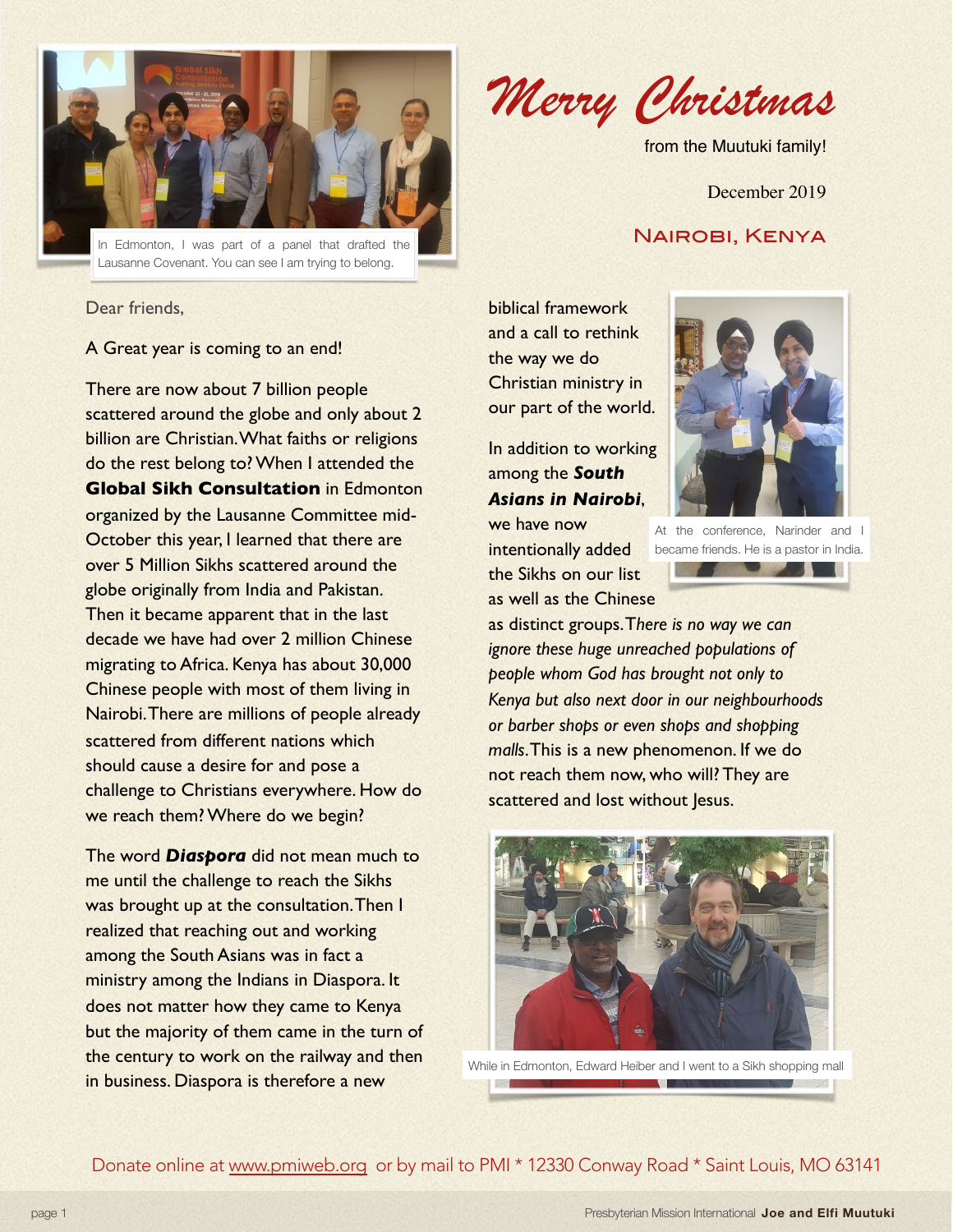In Edmonton, I was part of a panel that drafted the Lausanne Covenant. You can see I am trying to belong.

# Merry Christmas

from the Muutuki family!

December 2019

## Nairobi, Kenya

Dear friends,

A Great year is coming to an end!

There are now about 7 billion people scattered around the globe and only about 2 billion are Christian. What faiths or religions do the rest belong to? When I attended the **Global Sikh Consultation** in Edmonton organized by the Lausanne Committee mid-October this year, I learned that there are over 5 Million Sikhs scattered around the globe originally from India and Pakistan. Then it became apparent that in the last decade we have had over 2 million Chinese migrating to Africa. Kenya has about 30,000 Chinese people with most of them living in Nairobi. There are millions of people already scattered from different nations which should cause a desire for and pose a challenge to Christians everywhere. How do we reach them? Where do we begin?

The word ***Diaspora*** did not mean much to me until the challenge to reach the Sikhs was brought up at the consultation. Then I realized that reaching out and working among the South Asians was in fact a ministry among the Indians in Diaspora. It does not matter how they came to Kenya but the majority of them came in the turn of the century to work on the railway and then in business. Diaspora is therefore a new biblical framework and a call to rethink the way we do Christian ministry in our part of the world.

In addition to working among the ***South Asians in Nairobi***, we have now intentionally added the Sikhs on our list as well as the Chinese as distinct groups. *There is no way we can ignore these huge unreached populations of people whom God has brought not only to Kenya but also next door in our neighbourhoods or barber shops or even shops and shopping malls*. This is a new phenomenon. If we do not reach them now, who will? They are scattered and lost without Jesus.

At the conference, Narinder and I became friends. He is a pastor in India.

While in Edmonton, Edward Heiber and I went to a Sikh shopping mall

Donate online at www.pmiweb.org or by mail to PMI * 12330 Conway Road * Saint Louis, MO 63141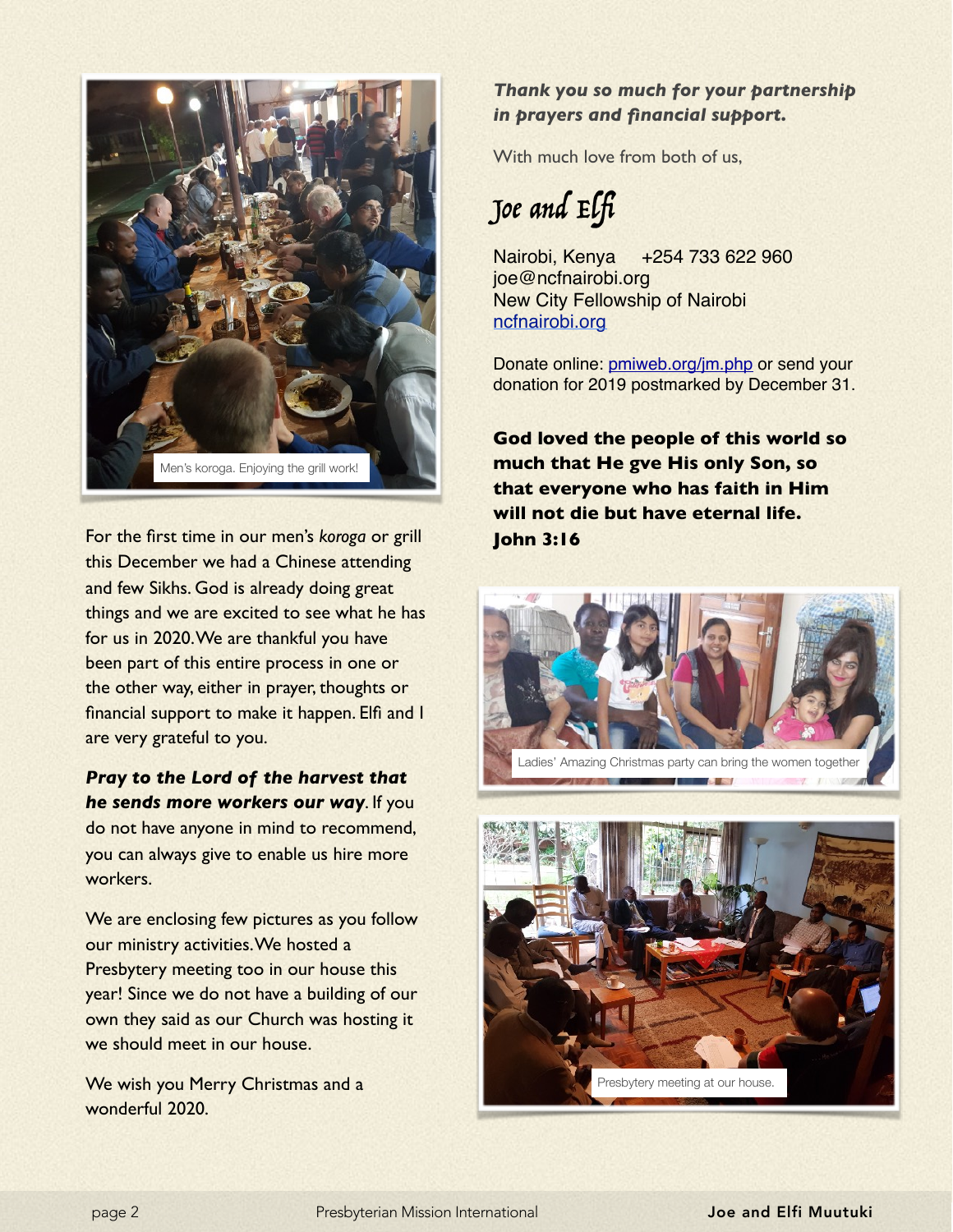Men's koroga. Enjoying the grill work!

For the first time in our men's *koroga* or grill this December we had a Chinese attending and few Sikhs. God is already doing great things and we are excited to see what he has for us in 2020. We are thankful you have been part of this entire process in one or the other way, either in prayer, thoughts or financial support to make it happen. Elfi and I are very grateful to you.

***Pray to the Lord of the harvest that he sends more workers our way***. If you do not have anyone in mind to recommend, you can always give to enable us hire more workers.

We are enclosing few pictures as you follow our ministry activities. We hosted a Presbytery meeting too in our house this year! Since we do not have a building of our own they said as our Church was hosting it we should meet in our house.

We wish you Merry Christmas and a wonderful 2020.

***Thank you so much for your partnership in prayers and financial support.***

With much love from both of us,

*Joe and Elfi*

Nairobi, Kenya +254 733 622 960
joe@ncfnairobi.org
New City Fellowship of Nairobi
ncfnairobi.org

Donate online: pmiweb.org/jm.php or send your donation for 2019 postmarked by December 31.

**God loved the people of this world so much that He gve His only Son, so that everyone who has faith in Him will not die but have eternal life. John 3:16**

Ladies' Amazing Christmas party can bring the women together

Presbytery meeting at our house.